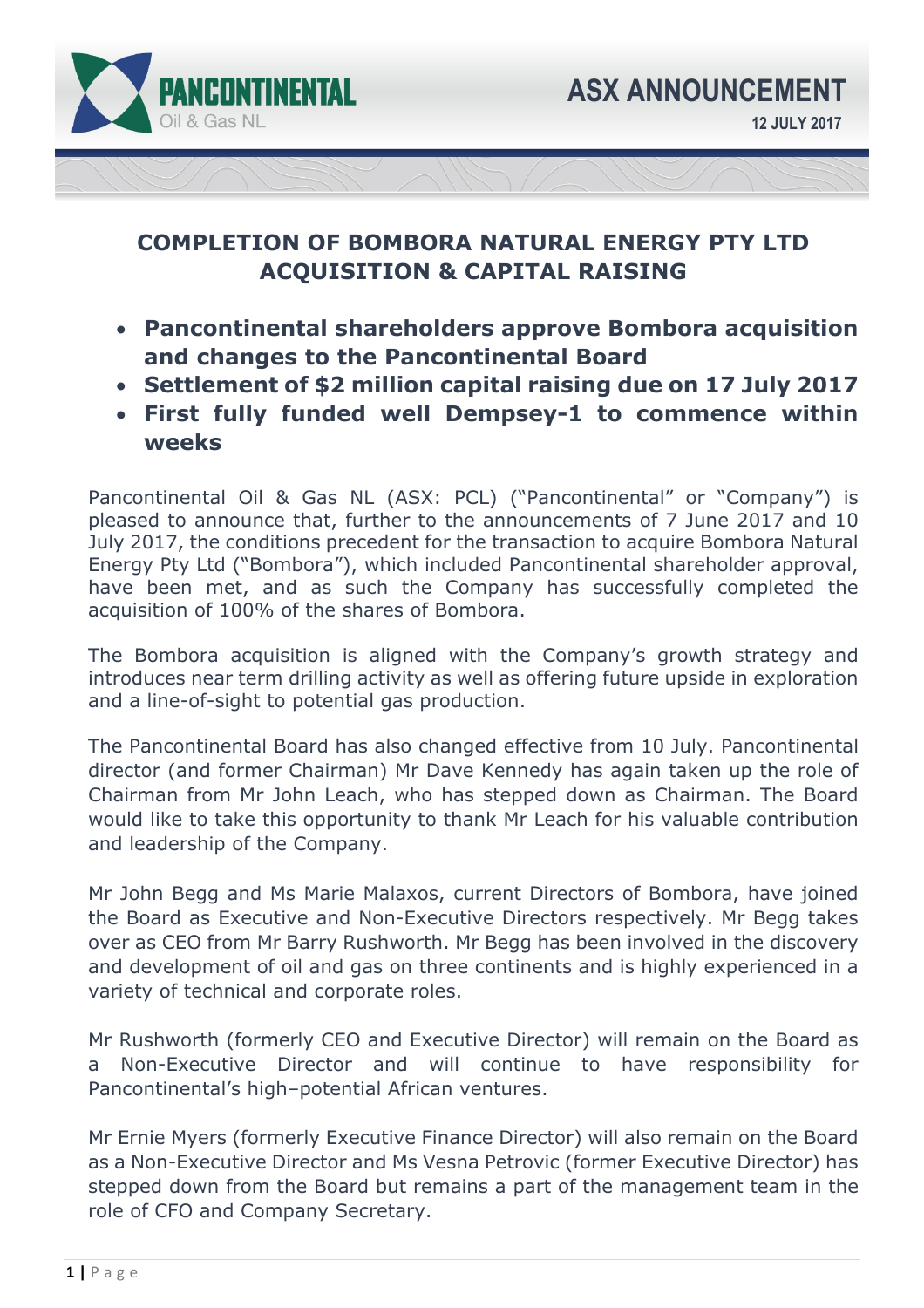PANCONTINENTAL Oil & Gas NL

# ASX ANNOUNCEMENT

**12 JULY 2017**

## COMPLETION OF BOMBORA NATURAL ENERGY PTY LTD ACQUISITION & CAPITAL RAISING

- **Pancontinental shareholders approve Bombora acquisition and changes to the Pancontinental Board**
- **Settlement of $2 million capital raising due on 17 July 2017**
- **First fully funded well Dempsey-1 to commence within weeks**

Pancontinental Oil & Gas NL (ASX: PCL) ("Pancontinental" or "Company") is pleased to announce that, further to the announcements of 7 June 2017 and 10 July 2017, the conditions precedent for the transaction to acquire Bombora Natural Energy Pty Ltd ("Bombora"), which included Pancontinental shareholder approval, have been met, and as such the Company has successfully completed the acquisition of 100% of the shares of Bombora.

The Bombora acquisition is aligned with the Company's growth strategy and introduces near term drilling activity as well as offering future upside in exploration and a line-of-sight to potential gas production.

The Pancontinental Board has also changed effective from 10 July. Pancontinental director (and former Chairman) Mr Dave Kennedy has again taken up the role of Chairman from Mr John Leach, who has stepped down as Chairman. The Board would like to take this opportunity to thank Mr Leach for his valuable contribution and leadership of the Company.

Mr John Begg and Ms Marie Malaxos, current Directors of Bombora, have joined the Board as Executive and Non-Executive Directors respectively. Mr Begg takes over as CEO from Mr Barry Rushworth. Mr Begg has been involved in the discovery and development of oil and gas on three continents and is highly experienced in a variety of technical and corporate roles.

Mr Rushworth (formerly CEO and Executive Director) will remain on the Board as a Non-Executive Director and will continue to have responsibility for Pancontinental's high–potential African ventures.

Mr Ernie Myers (formerly Executive Finance Director) will also remain on the Board as a Non-Executive Director and Ms Vesna Petrovic (former Executive Director) has stepped down from the Board but remains a part of the management team in the role of CFO and Company Secretary.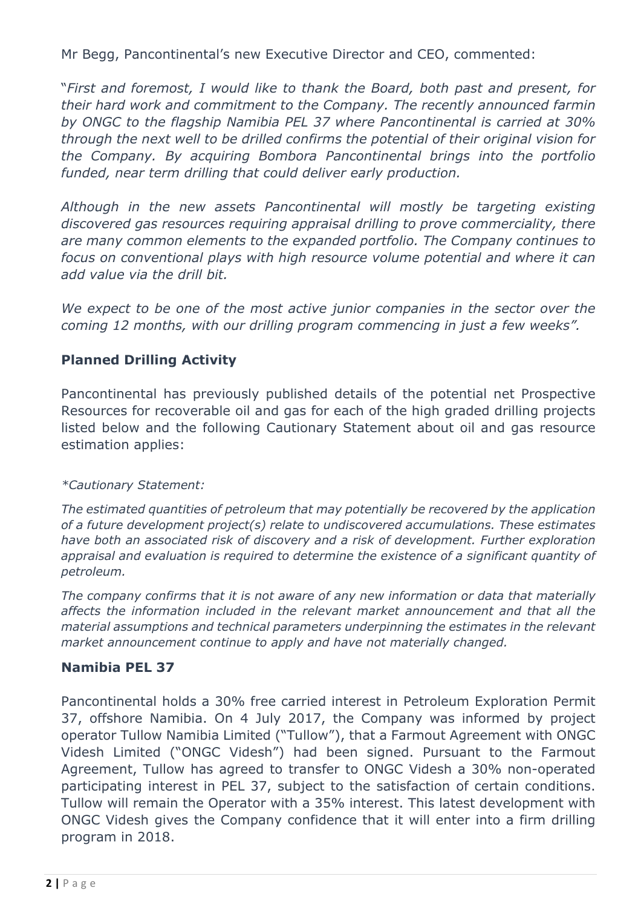Mr Begg, Pancontinental's new Executive Director and CEO, commented:

"*First and foremost, I would like to thank the Board, both past and present, for their hard work and commitment to the Company. The recently announced farmin by ONGC to the flagship Namibia PEL 37 where Pancontinental is carried at 30% through the next well to be drilled confirms the potential of their original vision for the Company. By acquiring Bombora Pancontinental brings into the portfolio funded, near term drilling that could deliver early production.*

*Although in the new assets Pancontinental will mostly be targeting existing discovered gas resources requiring appraisal drilling to prove commerciality, there are many common elements to the expanded portfolio. The Company continues to focus on conventional plays with high resource volume potential and where it can add value via the drill bit.*

*We expect to be one of the most active junior companies in the sector over the coming 12 months, with our drilling program commencing in just a few weeks".*

## Planned Drilling Activity

Pancontinental has previously published details of the potential net Prospective Resources for recoverable oil and gas for each of the high graded drilling projects listed below and the following Cautionary Statement about oil and gas resource estimation applies:

*\*Cautionary Statement:*

*The estimated quantities of petroleum that may potentially be recovered by the application of a future development project(s) relate to undiscovered accumulations. These estimates have both an associated risk of discovery and a risk of development. Further exploration appraisal and evaluation is required to determine the existence of a significant quantity of petroleum.*

*The company confirms that it is not aware of any new information or data that materially affects the information included in the relevant market announcement and that all the material assumptions and technical parameters underpinning the estimates in the relevant market announcement continue to apply and have not materially changed.*

## Namibia PEL 37

Pancontinental holds a 30% free carried interest in Petroleum Exploration Permit 37, offshore Namibia. On 4 July 2017, the Company was informed by project operator Tullow Namibia Limited ("Tullow"), that a Farmout Agreement with ONGC Videsh Limited ("ONGC Videsh") had been signed. Pursuant to the Farmout Agreement, Tullow has agreed to transfer to ONGC Videsh a 30% non-operated participating interest in PEL 37, subject to the satisfaction of certain conditions. Tullow will remain the Operator with a 35% interest. This latest development with ONGC Videsh gives the Company confidence that it will enter into a firm drilling program in 2018.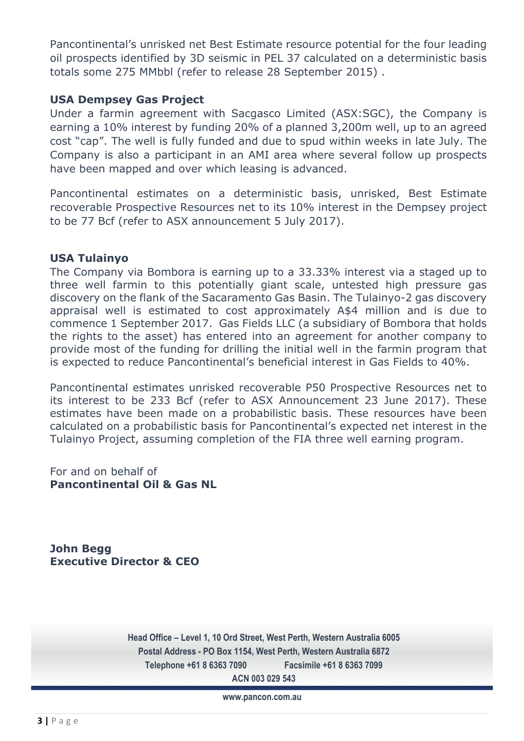Pancontinental's unrisked net Best Estimate resource potential for the four leading oil prospects identified by 3D seismic in PEL 37 calculated on a deterministic basis totals some 275 MMbbl (refer to release 28 September 2015) .

**USA Dempsey Gas Project**

Under a farmin agreement with Sacgasco Limited (ASX:SGC), the Company is earning a 10% interest by funding 20% of a planned 3,200m well, up to an agreed cost "cap". The well is fully funded and due to spud within weeks in late July. The Company is also a participant in an AMI area where several follow up prospects have been mapped and over which leasing is advanced.

Pancontinental estimates on a deterministic basis, unrisked, Best Estimate recoverable Prospective Resources net to its 10% interest in the Dempsey project to be 77 Bcf (refer to ASX announcement 5 July 2017).

**USA Tulainyo**

The Company via Bombora is earning up to a 33.33% interest via a staged up to three well farmin to this potentially giant scale, untested high pressure gas discovery on the flank of the Sacaramento Gas Basin. The Tulainyo-2 gas discovery appraisal well is estimated to cost approximately A$4 million and is due to commence 1 September 2017. Gas Fields LLC (a subsidiary of Bombora that holds the rights to the asset) has entered into an agreement for another company to provide most of the funding for drilling the initial well in the farmin program that is expected to reduce Pancontinental's beneficial interest in Gas Fields to 40%.

Pancontinental estimates unrisked recoverable P50 Prospective Resources net to its interest to be 233 Bcf (refer to ASX Announcement 23 June 2017). These estimates have been made on a probabilistic basis. These resources have been calculated on a probabilistic basis for Pancontinental's expected net interest in the Tulainyo Project, assuming completion of the FIA three well earning program.

For and on behalf of
**Pancontinental Oil & Gas NL**

**John Begg**
**Executive Director & CEO**

**Head Office – Level 1, 10 Ord Street, West Perth, Western Australia 6005**
**Postal Address - PO Box 1154, West Perth, Western Australia 6872**
**Telephone +61 8 6363 7090 Facsimile +61 8 6363 7099**
**ACN 003 029 543**

**www.pancon.com.au**